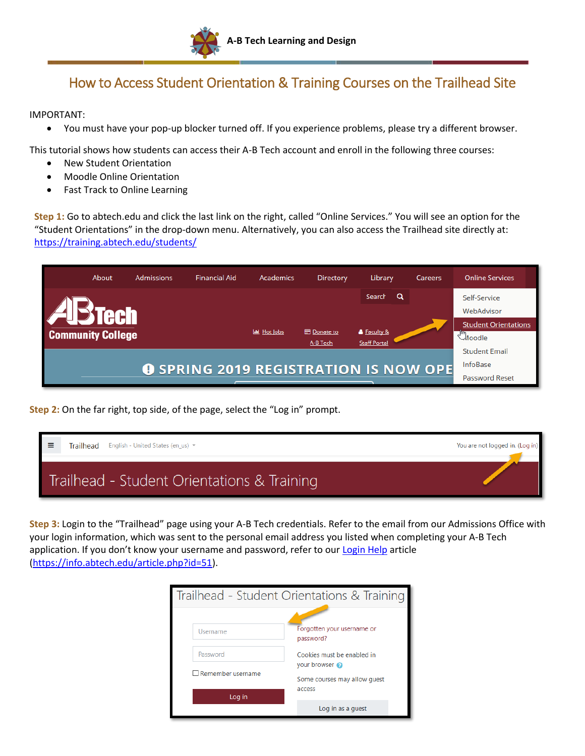A-B Tech Learning and Design

# How to Access Student Orientation & Training Courses on the Trailhead Site

IMPORTANT:

- You must have your pop-up blocker turned off. If you experience problems, please try a different browser.

This tutorial shows how students can access their A-B Tech account and enroll in the following three courses:

- New Student Orientation
- Moodle Online Orientation
- Fast Track to Online Learning

**Step 1:** Go to abtech.edu and click the last link on the right, called "Online Services." You will see an option for the "Student Orientations" in the drop-down menu. Alternatively, you can also access the Trailhead site directly at: https://training.abtech.edu/students/

**Step 2:** On the far right, top side, of the page, select the "Log in" prompt.

**Step 3:** Login to the "Trailhead" page using your A-B Tech credentials. Refer to the email from our Admissions Office with your login information, which was sent to the personal email address you listed when completing your A-B Tech application. If you don't know your username and password, refer to our Login Help article (https://info.abtech.edu/article.php?id=51).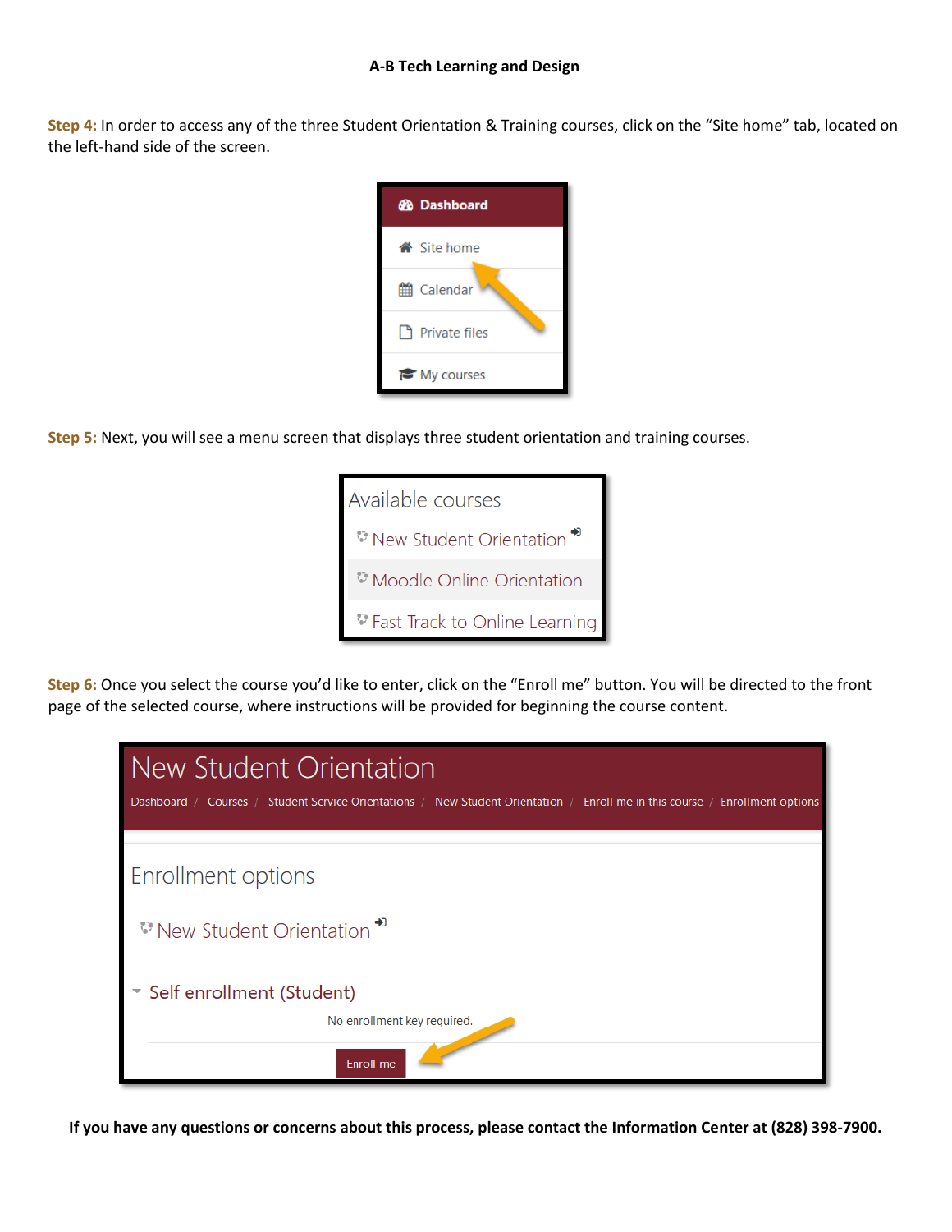**A-B Tech Learning and Design**

**Step 4:** In order to access any of the three Student Orientation & Training courses, click on the “Site home” tab, located on the left-hand side of the screen.

Dashboard
Site home
Calendar
Private files
My courses

**Step 5:** Next, you will see a menu screen that displays three student orientation and training courses.

Available courses
New Student Orientation
Moodle Online Orientation
Fast Track to Online Learning

**Step 6:** Once you select the course you’d like to enter, click on the “Enroll me” button. You will be directed to the front page of the selected course, where instructions will be provided for beginning the course content.

New Student Orientation
Dashboard / Courses / Student Service Orientations / New Student Orientation / Enroll me in this course / Enrollment options

Enrollment options
New Student Orientation
Self enrollment (Student)
No enrollment key required.
Enroll me

**If you have any questions or concerns about this process, please contact the Information Center at (828) 398-7900.**